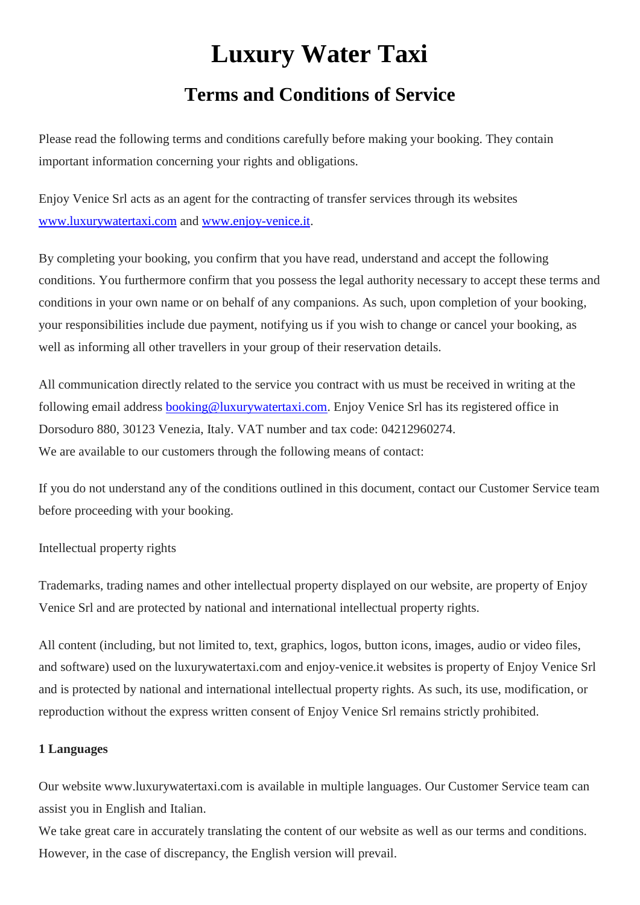# Luxury Water Taxi

## Terms and Conditions of Service

Please read the following terms and conditions carefully before making your booking. They contain important information concerning your rights and obligations.

Enjoy Venice Srl acts as an agent for the contracting of transfer services through its websites [www.luxurywatertaxi.com](http://www.luxurywatertaxi.com) and [www.enjoy-venice.it](http://www.enjoy-venice.it).

By completing your booking, you confirm that you have read, understand and accept the following conditions. You furthermore confirm that you possess the legal authority necessary to accept these terms and conditions in your own name or on behalf of any companions. As such, upon completion of your booking, your responsibilities include due payment, notifying us if you wish to change or cancel your booking, as well as informing all other travellers in your group of their reservation details.

All communication directly related to the service you contract with us must be received in writing at the following email address [booking@luxurywatertaxi.com](mailto:booking@luxurywatertaxi.com). Enjoy Venice Srl has its registered office in Dorsoduro 880, 30123 Venezia, Italy. VAT number and tax code: 04212960274.
We are available to our customers through the following means of contact:

If you do not understand any of the conditions outlined in this document, contact our Customer Service team before proceeding with your booking.

Intellectual property rights

Trademarks, trading names and other intellectual property displayed on our website, are property of Enjoy Venice Srl and are protected by national and international intellectual property rights.

All content (including, but not limited to, text, graphics, logos, button icons, images, audio or video files, and software) used on the luxurywatertaxi.com and enjoy-venice.it websites is property of Enjoy Venice Srl and is protected by national and international intellectual property rights. As such, its use, modification, or reproduction without the express written consent of Enjoy Venice Srl remains strictly prohibited.

**1 Languages**

Our website www.luxurywatertaxi.com is available in multiple languages. Our Customer Service team can assist you in English and Italian.
We take great care in accurately translating the content of our website as well as our terms and conditions. However, in the case of discrepancy, the English version will prevail.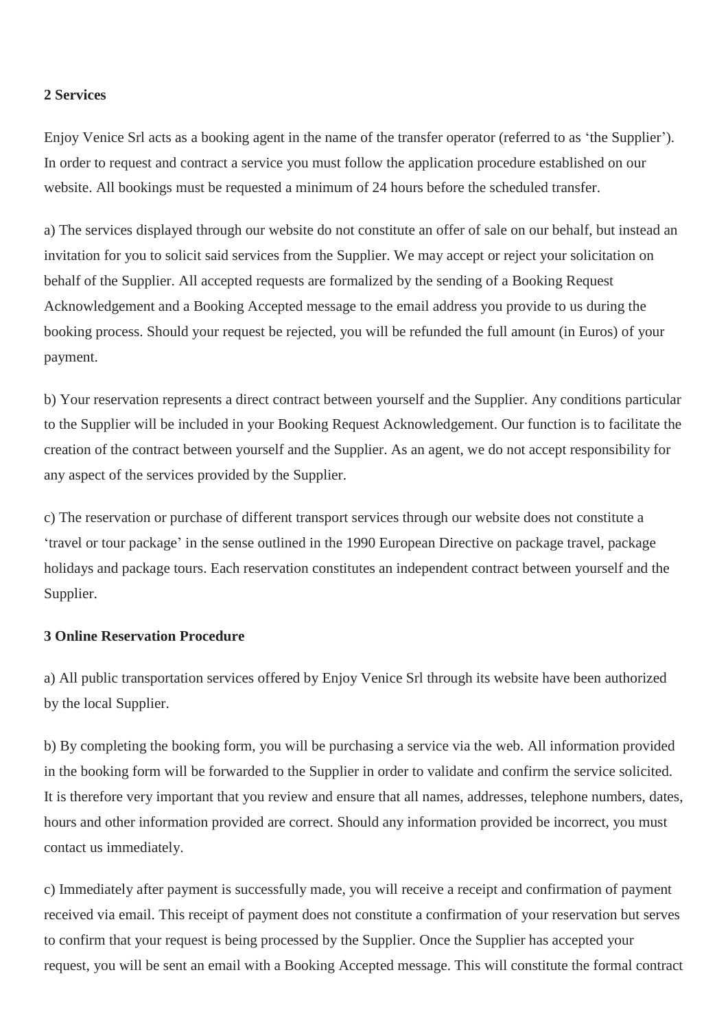**2 Services**

Enjoy Venice Srl acts as a booking agent in the name of the transfer operator (referred to as 'the Supplier'). In order to request and contract a service you must follow the application procedure established on our website. All bookings must be requested a minimum of 24 hours before the scheduled transfer.

a) The services displayed through our website do not constitute an offer of sale on our behalf, but instead an invitation for you to solicit said services from the Supplier. We may accept or reject your solicitation on behalf of the Supplier. All accepted requests are formalized by the sending of a Booking Request Acknowledgement and a Booking Accepted message to the email address you provide to us during the booking process. Should your request be rejected, you will be refunded the full amount (in Euros) of your payment.

b) Your reservation represents a direct contract between yourself and the Supplier. Any conditions particular to the Supplier will be included in your Booking Request Acknowledgement. Our function is to facilitate the creation of the contract between yourself and the Supplier. As an agent, we do not accept responsibility for any aspect of the services provided by the Supplier.

c) The reservation or purchase of different transport services through our website does not constitute a 'travel or tour package' in the sense outlined in the 1990 European Directive on package travel, package holidays and package tours. Each reservation constitutes an independent contract between yourself and the Supplier.

**3 Online Reservation Procedure**

a) All public transportation services offered by Enjoy Venice Srl through its website have been authorized by the local Supplier.

b) By completing the booking form, you will be purchasing a service via the web. All information provided in the booking form will be forwarded to the Supplier in order to validate and confirm the service solicited. It is therefore very important that you review and ensure that all names, addresses, telephone numbers, dates, hours and other information provided are correct. Should any information provided be incorrect, you must contact us immediately.

c) Immediately after payment is successfully made, you will receive a receipt and confirmation of payment received via email. This receipt of payment does not constitute a confirmation of your reservation but serves to confirm that your request is being processed by the Supplier. Once the Supplier has accepted your request, you will be sent an email with a Booking Accepted message. This will constitute the formal contract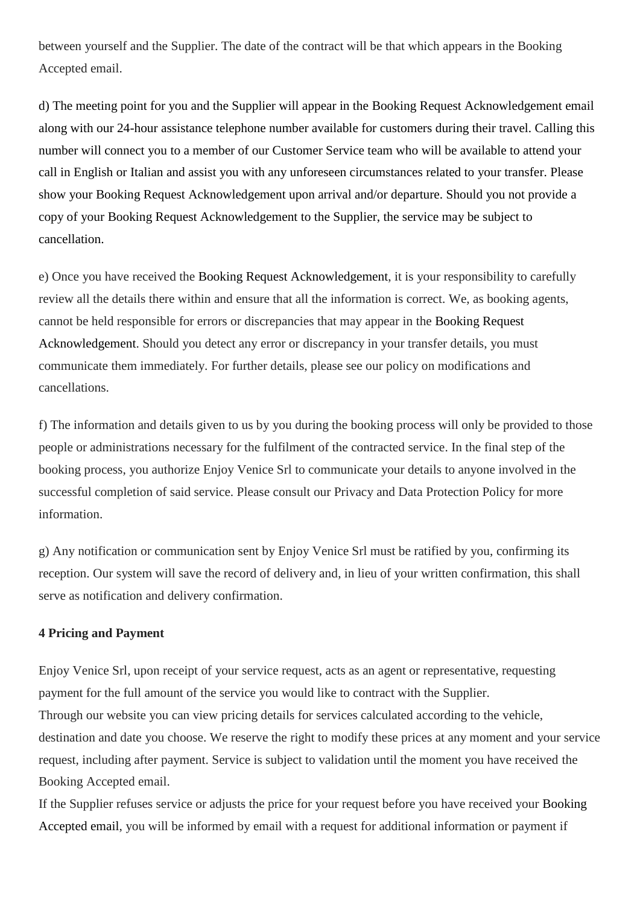between yourself and the Supplier. The date of the contract will be that which appears in the Booking Accepted email.

d) The meeting point for you and the Supplier will appear in the Booking Request Acknowledgement email along with our 24-hour assistance telephone number available for customers during their travel. Calling this number will connect you to a member of our Customer Service team who will be available to attend your call in English or Italian and assist you with any unforeseen circumstances related to your transfer. Please show your Booking Request Acknowledgement upon arrival and/or departure. Should you not provide a copy of your Booking Request Acknowledgement to the Supplier, the service may be subject to cancellation.

e) Once you have received the Booking Request Acknowledgement, it is your responsibility to carefully review all the details there within and ensure that all the information is correct. We, as booking agents, cannot be held responsible for errors or discrepancies that may appear in the Booking Request Acknowledgement. Should you detect any error or discrepancy in your transfer details, you must communicate them immediately. For further details, please see our policy on modifications and cancellations.

f) The information and details given to us by you during the booking process will only be provided to those people or administrations necessary for the fulfilment of the contracted service. In the final step of the booking process, you authorize Enjoy Venice Srl to communicate your details to anyone involved in the successful completion of said service. Please consult our Privacy and Data Protection Policy for more information.

g) Any notification or communication sent by Enjoy Venice Srl must be ratified by you, confirming its reception. Our system will save the record of delivery and, in lieu of your written confirmation, this shall serve as notification and delivery confirmation.

**4 Pricing and Payment**

Enjoy Venice Srl, upon receipt of your service request, acts as an agent or representative, requesting payment for the full amount of the service you would like to contract with the Supplier.
Through our website you can view pricing details for services calculated according to the vehicle, destination and date you choose. We reserve the right to modify these prices at any moment and your service request, including after payment. Service is subject to validation until the moment you have received the Booking Accepted email.
If the Supplier refuses service or adjusts the price for your request before you have received your Booking Accepted email, you will be informed by email with a request for additional information or payment if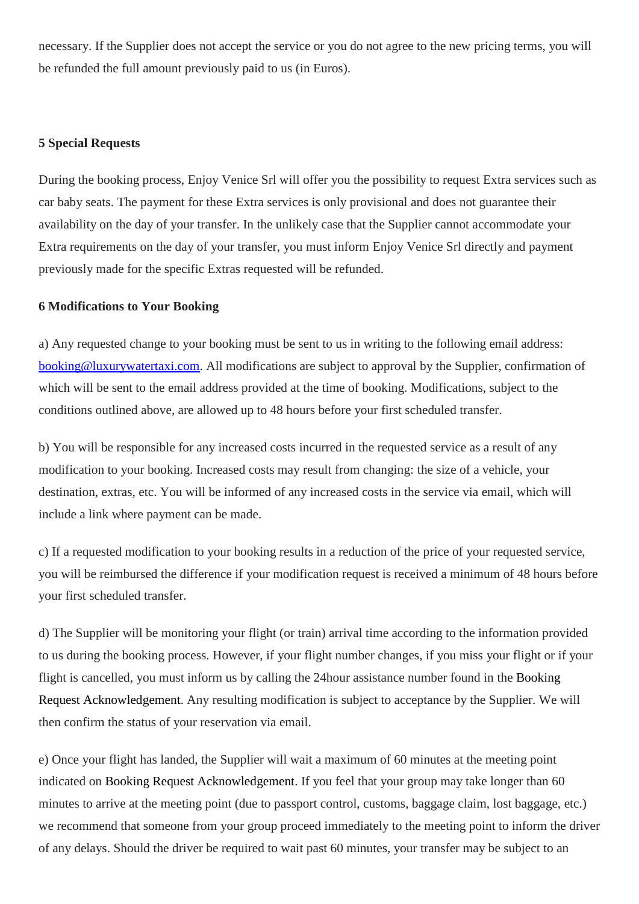necessary. If the Supplier does not accept the service or you do not agree to the new pricing terms, you will be refunded the full amount previously paid to us (in Euros).

**5 Special Requests**

During the booking process, Enjoy Venice Srl will offer you the possibility to request Extra services such as car baby seats. The payment for these Extra services is only provisional and does not guarantee their availability on the day of your transfer. In the unlikely case that the Supplier cannot accommodate your Extra requirements on the day of your transfer, you must inform Enjoy Venice Srl directly and payment previously made for the specific Extras requested will be refunded.

**6 Modifications to Your Booking**

a) Any requested change to your booking must be sent to us in writing to the following email address: booking@luxurywatertaxi.com. All modifications are subject to approval by the Supplier, confirmation of which will be sent to the email address provided at the time of booking. Modifications, subject to the conditions outlined above, are allowed up to 48 hours before your first scheduled transfer.

b) You will be responsible for any increased costs incurred in the requested service as a result of any modification to your booking. Increased costs may result from changing: the size of a vehicle, your destination, extras, etc. You will be informed of any increased costs in the service via email, which will include a link where payment can be made.

c) If a requested modification to your booking results in a reduction of the price of your requested service, you will be reimbursed the difference if your modification request is received a minimum of 48 hours before your first scheduled transfer.

d) The Supplier will be monitoring your flight (or train) arrival time according to the information provided to us during the booking process. However, if your flight number changes, if you miss your flight or if your flight is cancelled, you must inform us by calling the 24hour assistance number found in the Booking Request Acknowledgement. Any resulting modification is subject to acceptance by the Supplier. We will then confirm the status of your reservation via email.

e) Once your flight has landed, the Supplier will wait a maximum of 60 minutes at the meeting point indicated on Booking Request Acknowledgement. If you feel that your group may take longer than 60 minutes to arrive at the meeting point (due to passport control, customs, baggage claim, lost baggage, etc.) we recommend that someone from your group proceed immediately to the meeting point to inform the driver of any delays. Should the driver be required to wait past 60 minutes, your transfer may be subject to an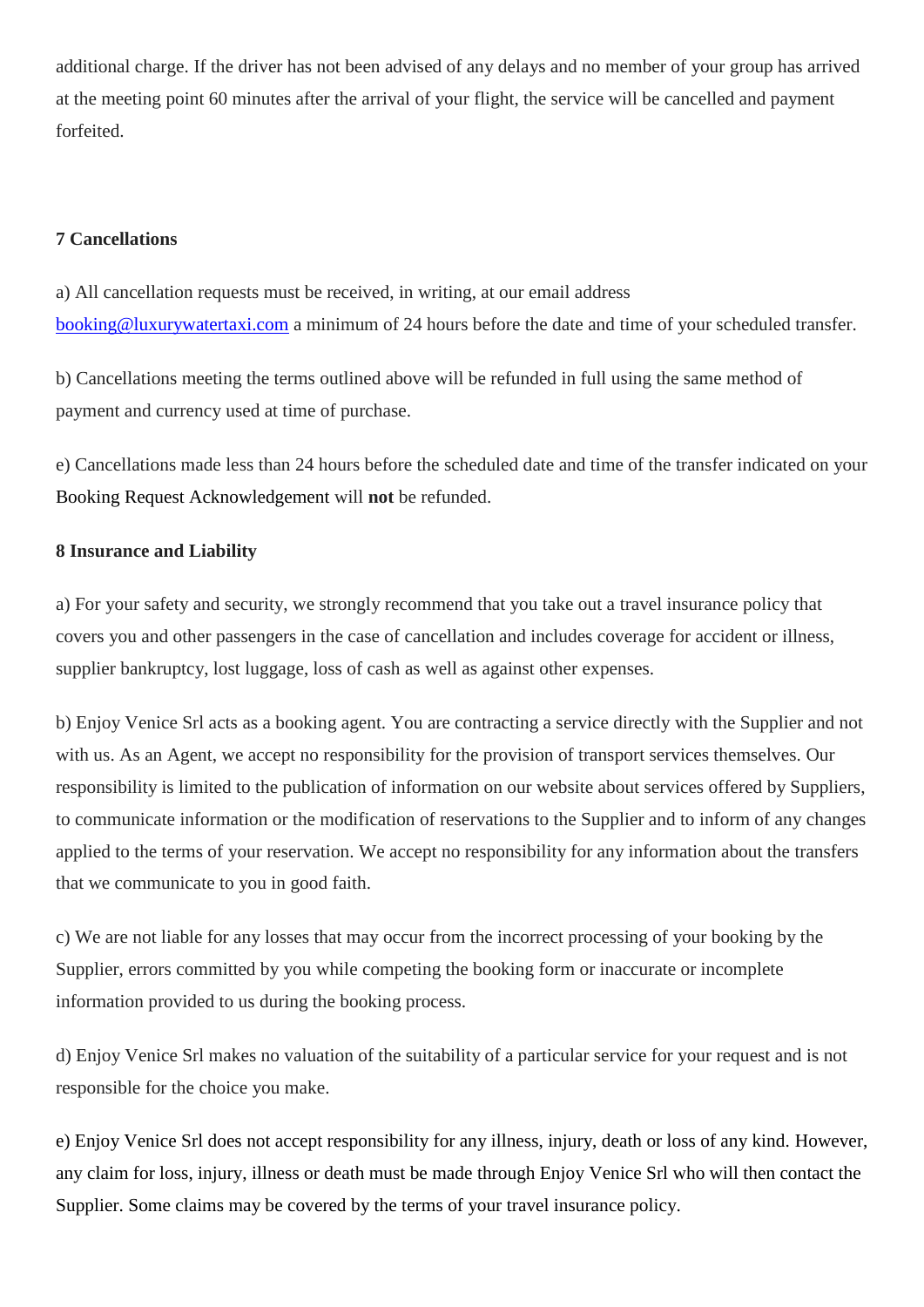additional charge. If the driver has not been advised of any delays and no member of your group has arrived at the meeting point 60 minutes after the arrival of your flight, the service will be cancelled and payment forfeited.

**7 Cancellations**

a) All cancellation requests must be received, in writing, at our email address booking@luxurywatertaxi.com a minimum of 24 hours before the date and time of your scheduled transfer.

b) Cancellations meeting the terms outlined above will be refunded in full using the same method of payment and currency used at time of purchase.

e) Cancellations made less than 24 hours before the scheduled date and time of the transfer indicated on your Booking Request Acknowledgement will **not** be refunded.

**8 Insurance and Liability**

a) For your safety and security, we strongly recommend that you take out a travel insurance policy that covers you and other passengers in the case of cancellation and includes coverage for accident or illness, supplier bankruptcy, lost luggage, loss of cash as well as against other expenses.

b) Enjoy Venice Srl acts as a booking agent. You are contracting a service directly with the Supplier and not with us. As an Agent, we accept no responsibility for the provision of transport services themselves. Our responsibility is limited to the publication of information on our website about services offered by Suppliers, to communicate information or the modification of reservations to the Supplier and to inform of any changes applied to the terms of your reservation. We accept no responsibility for any information about the transfers that we communicate to you in good faith.

c) We are not liable for any losses that may occur from the incorrect processing of your booking by the Supplier, errors committed by you while competing the booking form or inaccurate or incomplete information provided to us during the booking process.

d) Enjoy Venice Srl makes no valuation of the suitability of a particular service for your request and is not responsible for the choice you make.

e) Enjoy Venice Srl does not accept responsibility for any illness, injury, death or loss of any kind. However, any claim for loss, injury, illness or death must be made through Enjoy Venice Srl who will then contact the Supplier. Some claims may be covered by the terms of your travel insurance policy.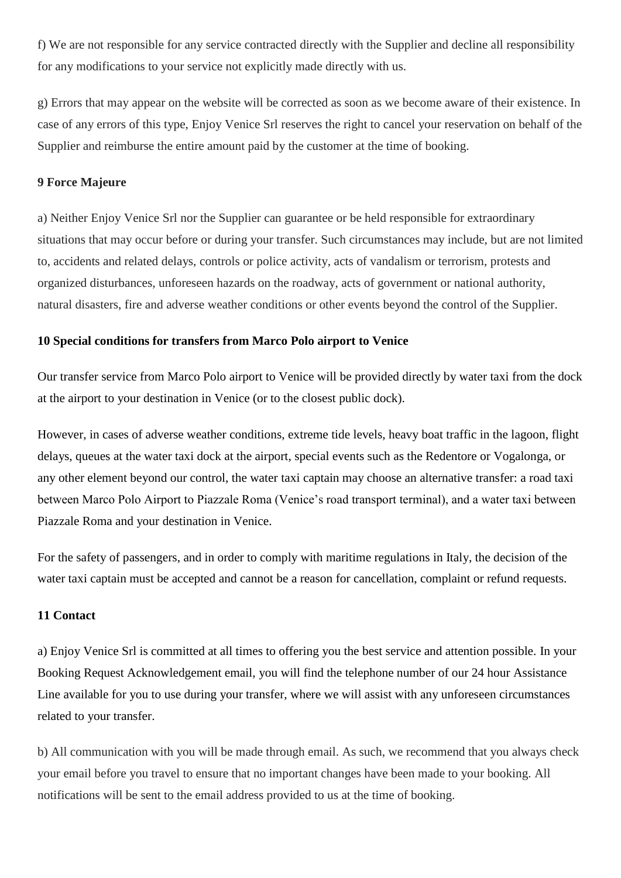f) We are not responsible for any service contracted directly with the Supplier and decline all responsibility for any modifications to your service not explicitly made directly with us.

g) Errors that may appear on the website will be corrected as soon as we become aware of their existence. In case of any errors of this type, Enjoy Venice Srl reserves the right to cancel your reservation on behalf of the Supplier and reimburse the entire amount paid by the customer at the time of booking.

**9 Force Majeure**

a) Neither Enjoy Venice Srl nor the Supplier can guarantee or be held responsible for extraordinary situations that may occur before or during your transfer. Such circumstances may include, but are not limited to, accidents and related delays, controls or police activity, acts of vandalism or terrorism, protests and organized disturbances, unforeseen hazards on the roadway, acts of government or national authority, natural disasters, fire and adverse weather conditions or other events beyond the control of the Supplier.

**10 Special conditions for transfers from Marco Polo airport to Venice**

Our transfer service from Marco Polo airport to Venice will be provided directly by water taxi from the dock at the airport to your destination in Venice (or to the closest public dock).

However, in cases of adverse weather conditions, extreme tide levels, heavy boat traffic in the lagoon, flight delays, queues at the water taxi dock at the airport, special events such as the Redentore or Vogalonga, or any other element beyond our control, the water taxi captain may choose an alternative transfer: a road taxi between Marco Polo Airport to Piazzale Roma (Venice's road transport terminal), and a water taxi between Piazzale Roma and your destination in Venice.

For the safety of passengers, and in order to comply with maritime regulations in Italy, the decision of the water taxi captain must be accepted and cannot be a reason for cancellation, complaint or refund requests.

**11 Contact**

a) Enjoy Venice Srl is committed at all times to offering you the best service and attention possible. In your Booking Request Acknowledgement email, you will find the telephone number of our 24 hour Assistance Line available for you to use during your transfer, where we will assist with any unforeseen circumstances related to your transfer.

b) All communication with you will be made through email. As such, we recommend that you always check your email before you travel to ensure that no important changes have been made to your booking. All notifications will be sent to the email address provided to us at the time of booking.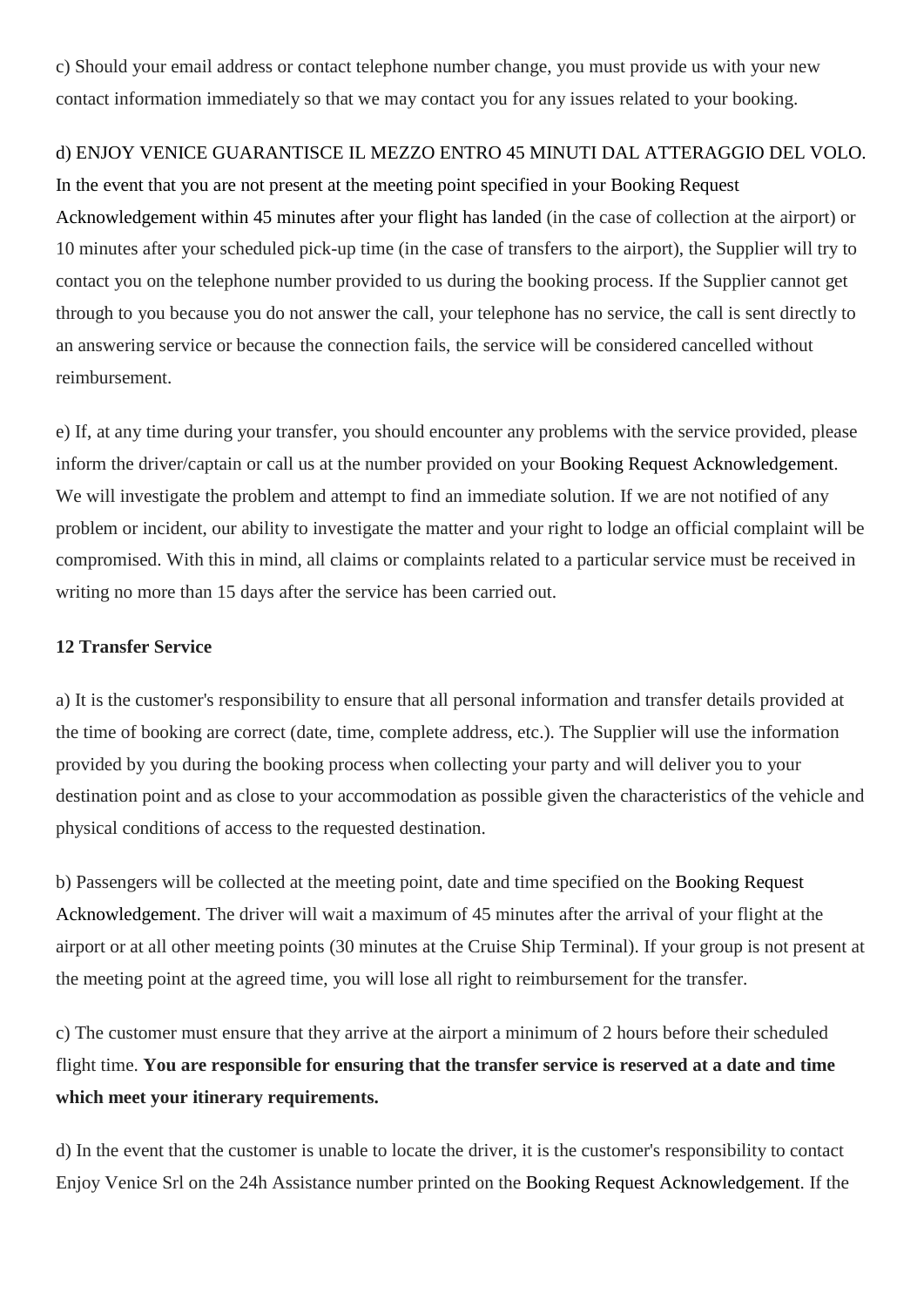c) Should your email address or contact telephone number change, you must provide us with your new contact information immediately so that we may contact you for any issues related to your booking.

d) ENJOY VENICE GARANTISCE IL MEZZO ENTRO 45 MINUTI DAL ATTERAGGIO DEL VOLO. In the event that you are not present at the meeting point specified in your Booking Request Acknowledgement within 45 minutes after your flight has landed (in the case of collection at the airport) or 10 minutes after your scheduled pick-up time (in the case of transfers to the airport), the Supplier will try to contact you on the telephone number provided to us during the booking process. If the Supplier cannot get through to you because you do not answer the call, your telephone has no service, the call is sent directly to an answering service or because the connection fails, the service will be considered cancelled without reimbursement.

e) If, at any time during your transfer, you should encounter any problems with the service provided, please inform the driver/captain or call us at the number provided on your Booking Request Acknowledgement. We will investigate the problem and attempt to find an immediate solution. If we are not notified of any problem or incident, our ability to investigate the matter and your right to lodge an official complaint will be compromised. With this in mind, all claims or complaints related to a particular service must be received in writing no more than 15 days after the service has been carried out.

**12 Transfer Service**

a) It is the customer's responsibility to ensure that all personal information and transfer details provided at the time of booking are correct (date, time, complete address, etc.). The Supplier will use the information provided by you during the booking process when collecting your party and will deliver you to your destination point and as close to your accommodation as possible given the characteristics of the vehicle and physical conditions of access to the requested destination.

b) Passengers will be collected at the meeting point, date and time specified on the Booking Request Acknowledgement. The driver will wait a maximum of 45 minutes after the arrival of your flight at the airport or at all other meeting points (30 minutes at the Cruise Ship Terminal). If your group is not present at the meeting point at the agreed time, you will lose all right to reimbursement for the transfer.

c) The customer must ensure that they arrive at the airport a minimum of 2 hours before their scheduled flight time. **You are responsible for ensuring that the transfer service is reserved at a date and time which meet your itinerary requirements.**

d) In the event that the customer is unable to locate the driver, it is the customer's responsibility to contact Enjoy Venice Srl on the 24h Assistance number printed on the Booking Request Acknowledgement. If the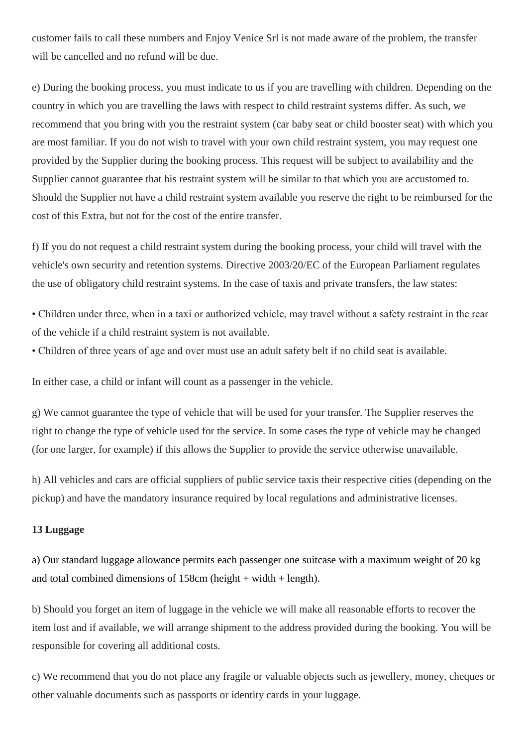customer fails to call these numbers and Enjoy Venice Srl is not made aware of the problem, the transfer will be cancelled and no refund will be due.

e) During the booking process, you must indicate to us if you are travelling with children. Depending on the country in which you are travelling the laws with respect to child restraint systems differ. As such, we recommend that you bring with you the restraint system (car baby seat or child booster seat) with which you are most familiar. If you do not wish to travel with your own child restraint system, you may request one provided by the Supplier during the booking process. This request will be subject to availability and the Supplier cannot guarantee that his restraint system will be similar to that which you are accustomed to. Should the Supplier not have a child restraint system available you reserve the right to be reimbursed for the cost of this Extra, but not for the cost of the entire transfer.

f) If you do not request a child restraint system during the booking process, your child will travel with the vehicle's own security and retention systems. Directive 2003/20/EC of the European Parliament regulates the use of obligatory child restraint systems. In the case of taxis and private transfers, the law states:

• Children under three, when in a taxi or authorized vehicle, may travel without a safety restraint in the rear of the vehicle if a child restraint system is not available.
• Children of three years of age and over must use an adult safety belt if no child seat is available.

In either case, a child or infant will count as a passenger in the vehicle.

g) We cannot guarantee the type of vehicle that will be used for your transfer. The Supplier reserves the right to change the type of vehicle used for the service. In some cases the type of vehicle may be changed (for one larger, for example) if this allows the Supplier to provide the service otherwise unavailable.

h) All vehicles and cars are official suppliers of public service taxis their respective cities (depending on the pickup) and have the mandatory insurance required by local regulations and administrative licenses.

**13 Luggage**

a) Our standard luggage allowance permits each passenger one suitcase with a maximum weight of 20 kg and total combined dimensions of 158cm (height + width + length).

b) Should you forget an item of luggage in the vehicle we will make all reasonable efforts to recover the item lost and if available, we will arrange shipment to the address provided during the booking. You will be responsible for covering all additional costs.

c) We recommend that you do not place any fragile or valuable objects such as jewellery, money, cheques or other valuable documents such as passports or identity cards in your luggage.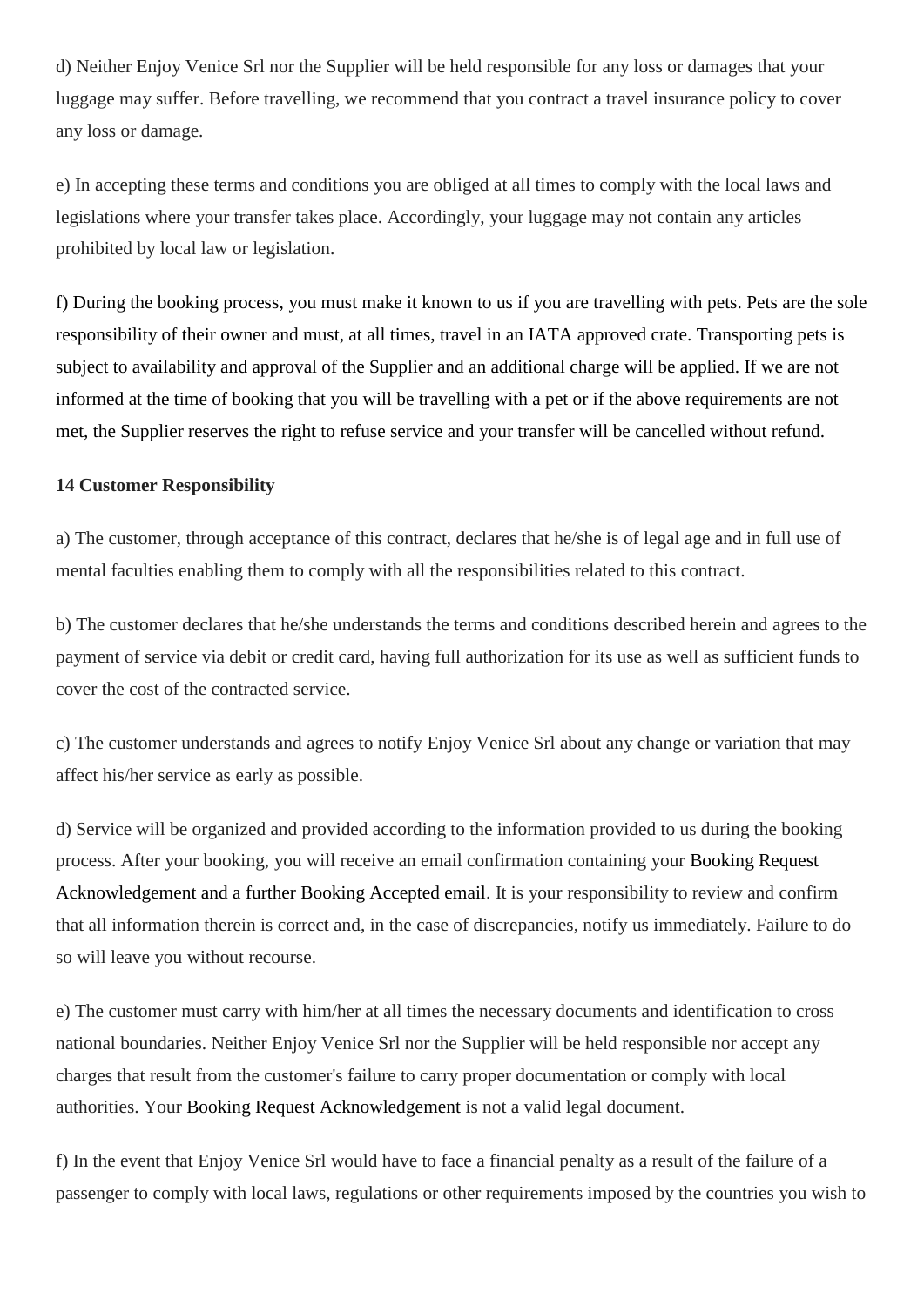d) Neither Enjoy Venice Srl nor the Supplier will be held responsible for any loss or damages that your luggage may suffer. Before travelling, we recommend that you contract a travel insurance policy to cover any loss or damage.

e) In accepting these terms and conditions you are obliged at all times to comply with the local laws and legislations where your transfer takes place. Accordingly, your luggage may not contain any articles prohibited by local law or legislation.

f) During the booking process, you must make it known to us if you are travelling with pets. Pets are the sole responsibility of their owner and must, at all times, travel in an IATA approved crate. Transporting pets is subject to availability and approval of the Supplier and an additional charge will be applied. If we are not informed at the time of booking that you will be travelling with a pet or if the above requirements are not met, the Supplier reserves the right to refuse service and your transfer will be cancelled without refund.

**14 Customer Responsibility**

a) The customer, through acceptance of this contract, declares that he/she is of legal age and in full use of mental faculties enabling them to comply with all the responsibilities related to this contract.

b) The customer declares that he/she understands the terms and conditions described herein and agrees to the payment of service via debit or credit card, having full authorization for its use as well as sufficient funds to cover the cost of the contracted service.

c) The customer understands and agrees to notify Enjoy Venice Srl about any change or variation that may affect his/her service as early as possible.

d) Service will be organized and provided according to the information provided to us during the booking process. After your booking, you will receive an email confirmation containing your Booking Request Acknowledgement and a further Booking Accepted email. It is your responsibility to review and confirm that all information therein is correct and, in the case of discrepancies, notify us immediately. Failure to do so will leave you without recourse.

e) The customer must carry with him/her at all times the necessary documents and identification to cross national boundaries. Neither Enjoy Venice Srl nor the Supplier will be held responsible nor accept any charges that result from the customer's failure to carry proper documentation or comply with local authorities. Your Booking Request Acknowledgement is not a valid legal document.

f) In the event that Enjoy Venice Srl would have to face a financial penalty as a result of the failure of a passenger to comply with local laws, regulations or other requirements imposed by the countries you wish to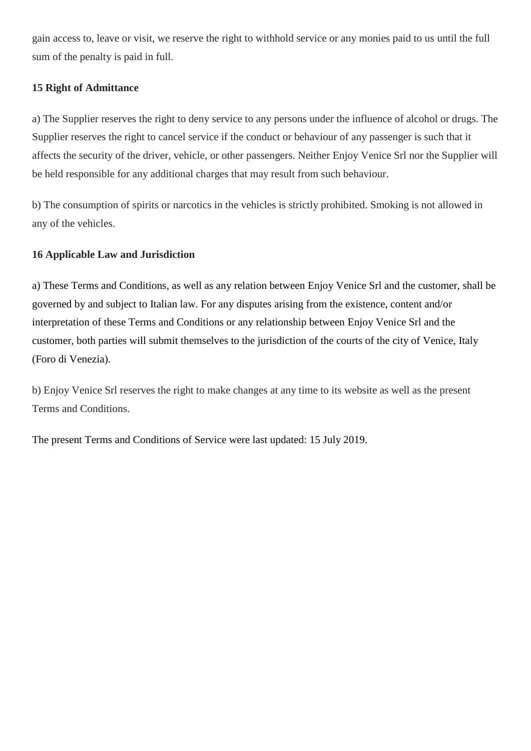gain access to, leave or visit, we reserve the right to withhold service or any monies paid to us until the full sum of the penalty is paid in full.

**15 Right of Admittance**

a) The Supplier reserves the right to deny service to any persons under the influence of alcohol or drugs. The Supplier reserves the right to cancel service if the conduct or behaviour of any passenger is such that it affects the security of the driver, vehicle, or other passengers. Neither Enjoy Venice Srl nor the Supplier will be held responsible for any additional charges that may result from such behaviour.

b) The consumption of spirits or narcotics in the vehicles is strictly prohibited. Smoking is not allowed in any of the vehicles.

**16 Applicable Law and Jurisdiction**

a) These Terms and Conditions, as well as any relation between Enjoy Venice Srl and the customer, shall be governed by and subject to Italian law. For any disputes arising from the existence, content and/or interpretation of these Terms and Conditions or any relationship between Enjoy Venice Srl and the customer, both parties will submit themselves to the jurisdiction of the courts of the city of Venice, Italy (Foro di Venezia).

b) Enjoy Venice Srl reserves the right to make changes at any time to its website as well as the present Terms and Conditions.

The present Terms and Conditions of Service were last updated: 15 July 2019.